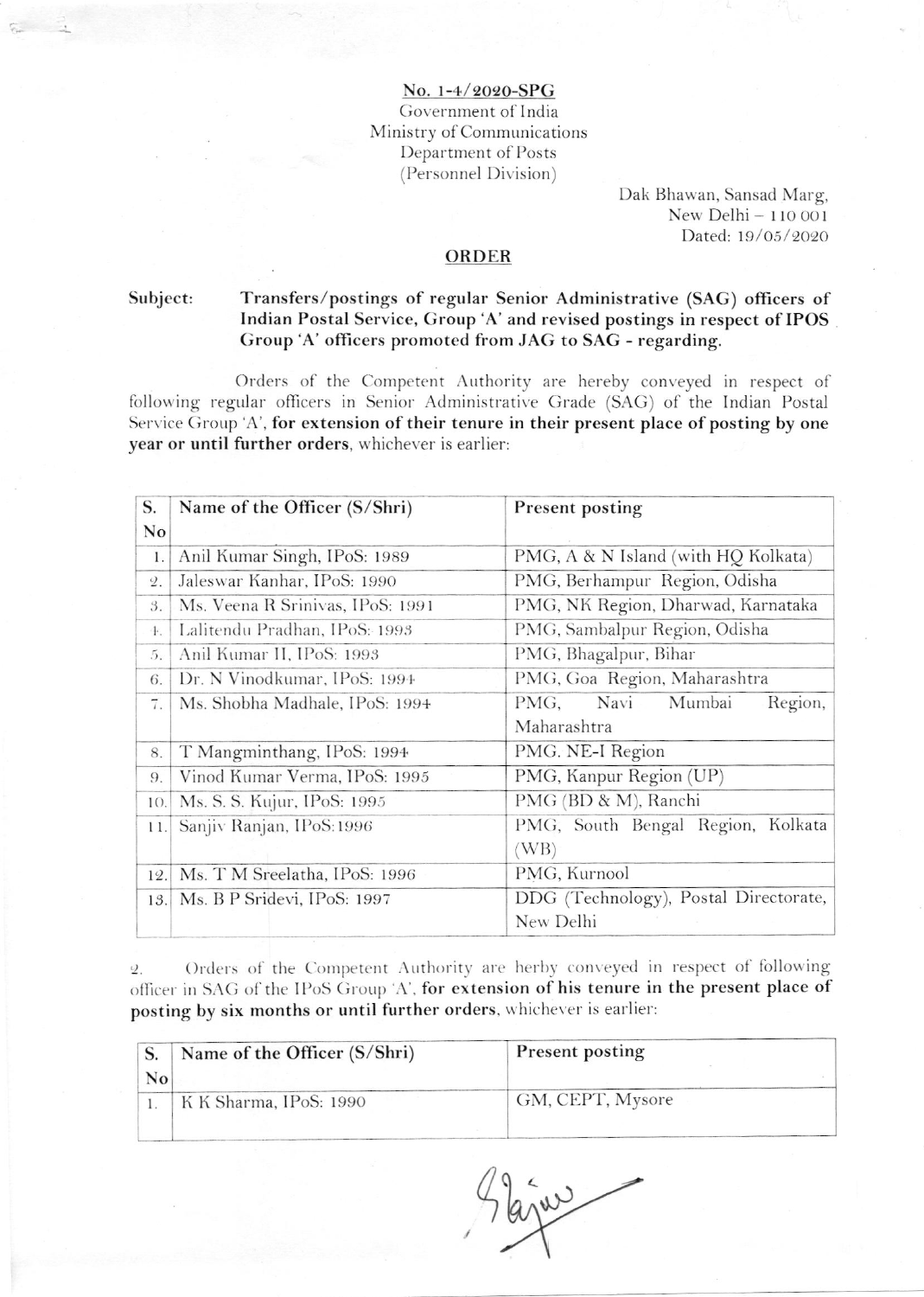No. 1-4/2020-SPG
Government of India
Ministry of Communications
Department of Posts
(Personnel Division)

Dak Bhawan, Sansad Marg,
New Delhi – 110 001
Dated: 19/05/2020

## ORDER

**Subject:** **Transfers/postings of regular Senior Administrative (SAG) officers of Indian Postal Service, Group 'A' and revised postings in respect of IPOS Group 'A' officers promoted from JAG to SAG - regarding.**

Orders of the Competent Authority are hereby conveyed in respect of following regular officers in Senior Administrative Grade (SAG) of the Indian Postal Service Group 'A', **for extension of their tenure in their present place of posting by one year or until further orders**, whichever is earlier:

| S. No | Name of the Officer (S/Shri) | Present posting |
|---|---|---|
| 1. | Anil Kumar Singh, IPoS: 1989 | PMG, A & N Island (with HQ Kolkata) |
| 2. | Jaleswar Kanhar, IPoS: 1990 | PMG, Berhampur Region, Odisha |
| 3. | Ms. Veena R Srinivas, IPoS: 1991 | PMG, NK Region, Dharwad, Karnataka |
| 4. | Lalitendu Pradhan, IPoS: 1993 | PMG, Sambalpur Region, Odisha |
| 5. | Anil Kumar II, IPoS: 1993 | PMG, Bhagalpur, Bihar |
| 6. | Dr. N Vinodkumar, IPoS: 1994 | PMG, Goa Region, Maharashtra |
| 7. | Ms. Shobha Madhale, IPoS: 1994 | PMG, Navi Mumbai Region, Maharashtra |
| 8. | T Mangminthang, IPoS: 1994 | PMG. NE-I Region |
| 9. | Vinod Kumar Verma, IPoS: 1995 | PMG, Kanpur Region (UP) |
| 10. | Ms. S. S. Kujur, IPoS: 1995 | PMG (BD & M), Ranchi |
| 11. | Sanjiv Ranjan, IPoS:1996 | PMG, South Bengal Region, Kolkata (WB) |
| 12. | Ms. T M Sreelatha, IPoS: 1996 | PMG, Kurnool |
| 13. | Ms. B P Sridevi, IPoS: 1997 | DDG (Technology), Postal Directorate, New Delhi |

2. Orders of the Competent Authority are herby conveyed in respect of following officer in SAG of the IPoS Group 'A', **for extension of his tenure in the present place of posting by six months or until further orders**, whichever is earlier:

| S. No | Name of the Officer (S/Shri) | Present posting |
|---|---|---|
| 1. | K K Sharma, IPoS: 1990 | GM, CEPT, Mysore |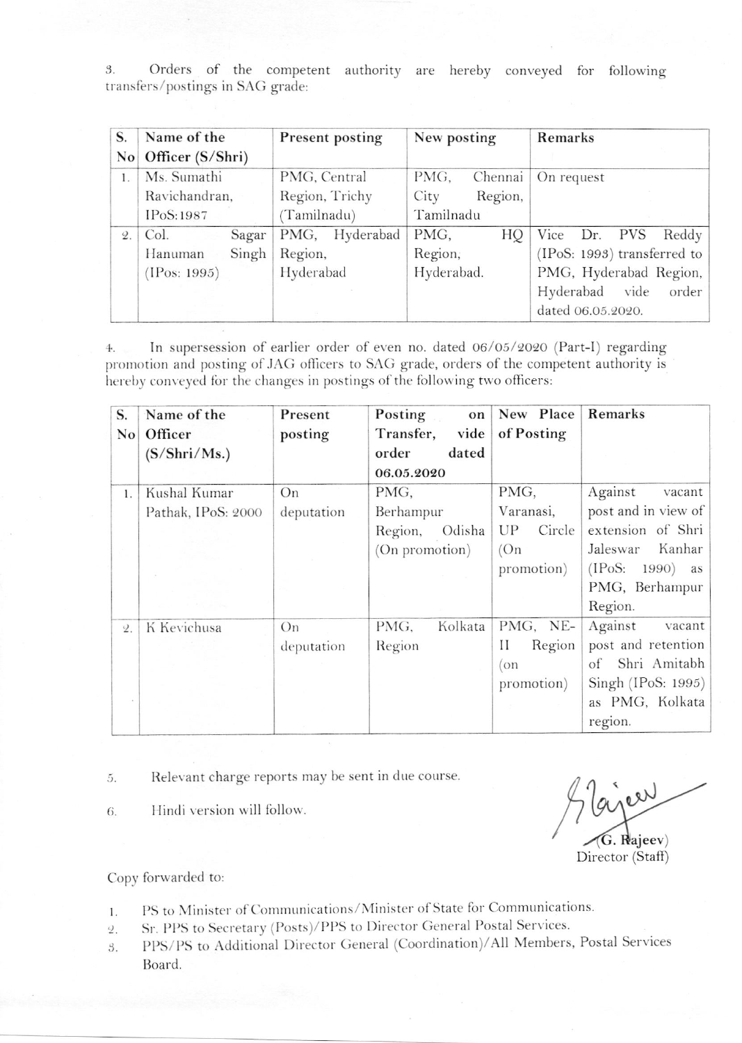3. Orders of the competent authority are hereby conveyed for following transfers/postings in SAG grade:

| S. No | Name of the Officer (S/Shri) | Present posting | New posting | Remarks |
|---|---|---|---|---|
| 1. | Ms. Sumathi Ravichandran, IPoS:1987 | PMG, Central Region, Trichy (Tamilnadu) | PMG, Chennai City Region, Tamilnadu | On request |
| 2. | Col. Sagar Hanuman Singh (IPos: 1995) | PMG, Hyderabad Region, Hyderabad | PMG, HQ Region, Hyderabad. | Vice Dr. PVS Reddy (IPoS: 1993) transferred to PMG, Hyderabad Region, Hyderabad vide order dated 06.05.2020. |

4. In supersession of earlier order of even no. dated 06/05/2020 (Part-I) regarding promotion and posting of JAG officers to SAG grade, orders of the competent authority is hereby conveyed for the changes in postings of the following two officers:

| S. No | Name of the Officer (S/Shri/Ms.) | Present posting | Posting on Transfer, vide order dated 06.05.2020 | New Place of Posting | Remarks |
|---|---|---|---|---|---|
| 1. | Kushal Kumar Pathak, IPoS: 2000 | On deputation | PMG, Berhampur Region, Odisha (On promotion) | PMG, Varanasi, UP Circle (On promotion) | Against vacant post and in view of extension of Shri Jaleswar Kanhar (IPoS: 1990) as PMG, Berhampur Region. |
| 2. | K Kevichusa | On deputation | PMG, Kolkata Region | PMG, NE-II Region (on promotion) | Against vacant post and retention of Shri Amitabh Singh (IPoS: 1995) as PMG, Kolkata region. |

5. Relevant charge reports may be sent in due course.

6. Hindi version will follow.

(G. Rajeev)
Director (Staff)

Copy forwarded to:

1. PS to Minister of Communications/Minister of State for Communications.
2. Sr. PPS to Secretary (Posts)/PPS to Director General Postal Services.
3. PPS/PS to Additional Director General (Coordination)/All Members, Postal Services Board.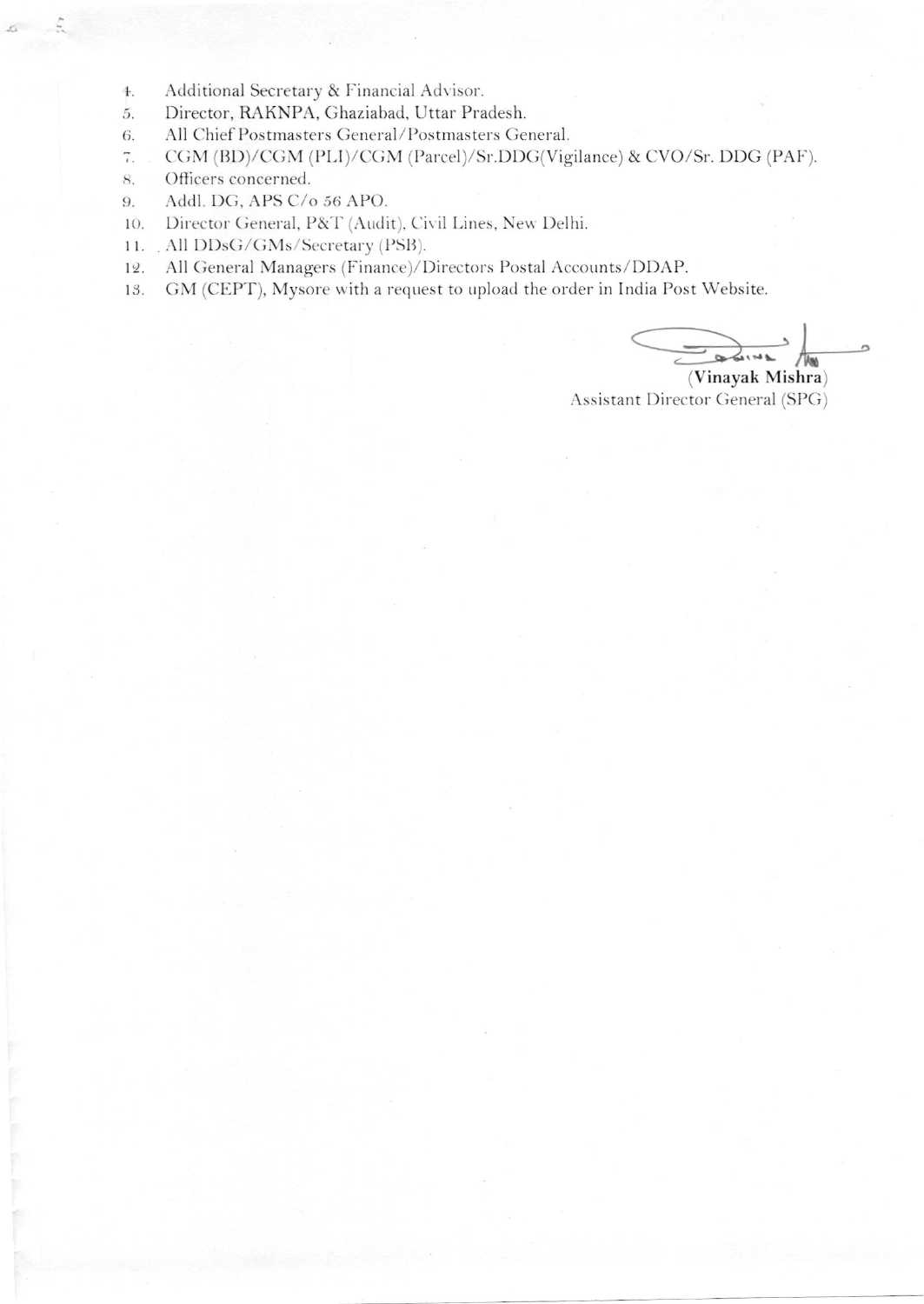4. Additional Secretary & Financial Advisor.
5. Director, RAKNPA, Ghaziabad, Uttar Pradesh.
6. All Chief Postmasters General/Postmasters General.
7. CGM (BD)/CGM (PLI)/CGM (Parcel)/Sr.DDG(Vigilance) & CVO/Sr. DDG (PAF).
8. Officers concerned.
9. Addl. DG, APS C/o 56 APO.
10. Director General, P&T (Audit), Civil Lines, New Delhi.
11. All DDsG/GMs/Secretary (PSB).
12. All General Managers (Finance)/Directors Postal Accounts/DDAP.
13. GM (CEPT), Mysore with a request to upload the order in India Post Website.

**(Vinayak Mishra)**
Assistant Director General (SPG)